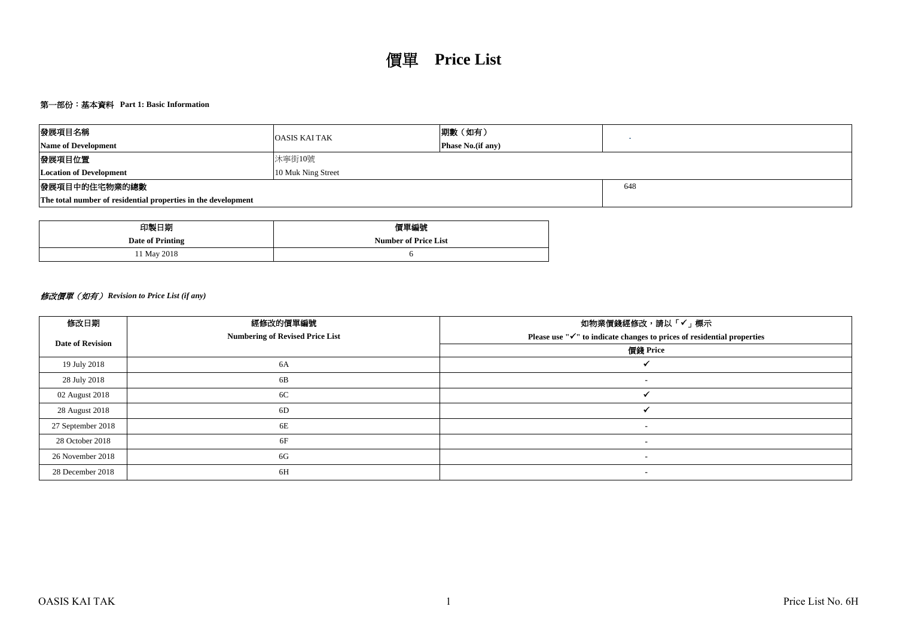# 價單 **Price List**

**第一部份：基本資料 Part 1: Basic Information**

| 發展項目名稱<br>**Name of Development** | OASIS KAI TAK | 期數（如有）<br>**Phase No.(if any)** | - |
|---|---|---|---|
| 發展項目位置<br>**Location of Development** | 沐寧街10號<br>10 Muk Ning Street | | |
| 發展項目中的住宅物業的總數<br>**The total number of residential properties in the development** | | | 648 |

| 印製日期<br>**Date of Printing** | 價單編號<br>**Number of Price List** |
|---|---|
| 11 May 2018 | 6 |

***修改價單（如有） Revision to Price List (if any)***

| 修改日期<br>**Date of Revision** | 經修改的價單編號<br>**Numbering of Revised Price List** | 如物業價錢經修改，請以「✓」標示<br>**Please use "✓" to indicate changes to prices of residential properties**<br>價錢 **Price** |
|---|---|---|
| 19 July 2018 | 6A | ✓ |
| 28 July 2018 | 6B | - |
| 02 August 2018 | 6C | ✓ |
| 28 August 2018 | 6D | ✓ |
| 27 September 2018 | 6E | - |
| 28 October 2018 | 6F | - |
| 26 November 2018 | 6G | - |
| 28 December 2018 | 6H | - |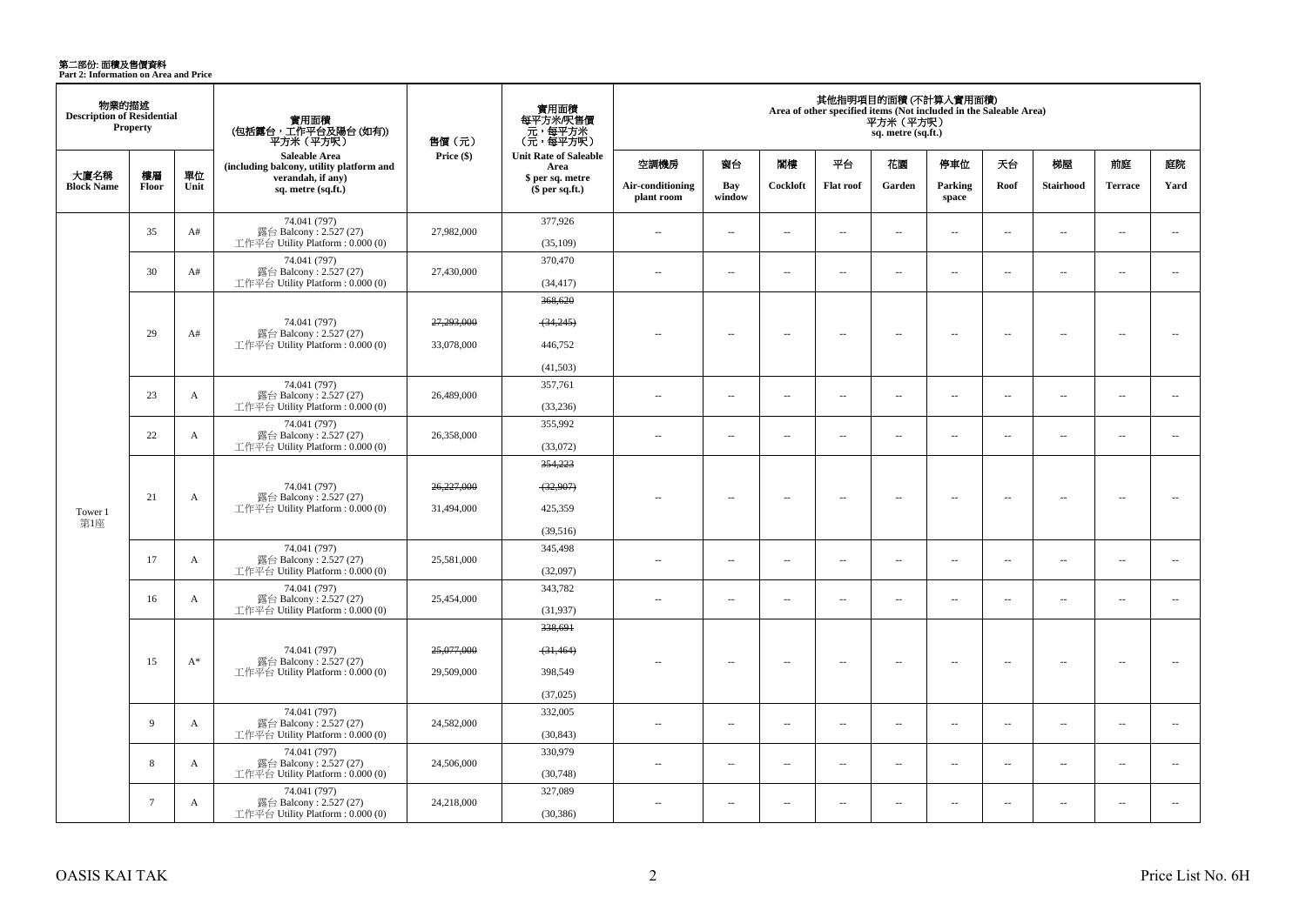# 第二部份: 面積及售價資料
**Part 2: Information on Area and Price**

| 物業的描述 Description of Residential Property | | | 實用面積 (包括露台，工作平台及陽台 (如有)) 平方米（平方呎） | 售價（元） | 實用面積 每平方米/呎售價 元，每平方米 (元，每平方呎) | 其他指明項目的面積 (不計算入實用面積) Area of other specified items (Not included in the Saleable Area) 平方米（平方呎） sq. metre (sq.ft.) | | | | | | | | | |
|---|---|---|---|---|---|---|---|---|---|---|---|---|---|---|---|
| 大廈名稱 Block Name | 樓層 Floor | 單位 Unit | Saleable Area (including balcony, utility platform and verandah, if any) sq. metre (sq.ft.) | Price ($) | Unit Rate of Saleable Area $ per sq. metre ($ per sq.ft.) | 空調機房 Air-conditioning plant room | 窗台 Bay window | 閣樓 Cockloft | 平台 Flat roof | 花園 Garden | 停車位 Parking space | 天台 Roof | 梯屋 Stairhood | 前庭 Terrace | 庭院 Yard |
| Tower 1 第1座 | 35 | A# | 74.041 (797) 露台 Balcony : 2.527 (27) 工作平台 Utility Platform : 0.000 (0) | 27,982,000 | 377,926 (35,109) | -- | -- | -- | -- | -- | -- | -- | -- | -- | -- |
| | 30 | A# | 74.041 (797) 露台 Balcony : 2.527 (27) 工作平台 Utility Platform : 0.000 (0) | 27,430,000 | 370,470 (34,417) | -- | -- | -- | -- | -- | -- | -- | -- | -- | -- |
| | 29 | A# | 74.041 (797) 露台 Balcony : 2.527 (27) 工作平台 Utility Platform : 0.000 (0) | ~~27,293,000~~ 33,078,000 | ~~368,620~~ ~~(34,245)~~ 446,752 (41,503) | -- | -- | -- | -- | -- | -- | -- | -- | -- | -- |
| | 23 | A | 74.041 (797) 露台 Balcony : 2.527 (27) 工作平台 Utility Platform : 0.000 (0) | 26,489,000 | 357,761 (33,236) | -- | -- | -- | -- | -- | -- | -- | -- | -- | -- |
| | 22 | A | 74.041 (797) 露台 Balcony : 2.527 (27) 工作平台 Utility Platform : 0.000 (0) | 26,358,000 | 355,992 (33,072) | -- | -- | -- | -- | -- | -- | -- | -- | -- | -- |
| | 21 | A | 74.041 (797) 露台 Balcony : 2.527 (27) 工作平台 Utility Platform : 0.000 (0) | ~~26,227,000~~ 31,494,000 | ~~354,223~~ ~~(32,907)~~ 425,359 (39,516) | -- | -- | -- | -- | -- | -- | -- | -- | -- | -- |
| | 17 | A | 74.041 (797) 露台 Balcony : 2.527 (27) 工作平台 Utility Platform : 0.000 (0) | 25,581,000 | 345,498 (32,097) | -- | -- | -- | -- | -- | -- | -- | -- | -- | -- |
| | 16 | A | 74.041 (797) 露台 Balcony : 2.527 (27) 工作平台 Utility Platform : 0.000 (0) | 25,454,000 | 343,782 (31,937) | -- | -- | -- | -- | -- | -- | -- | -- | -- | -- |
| | 15 | A* | 74.041 (797) 露台 Balcony : 2.527 (27) 工作平台 Utility Platform : 0.000 (0) | ~~25,077,000~~ 29,509,000 | ~~338,691~~ ~~(31,464)~~ 398,549 (37,025) | -- | -- | -- | -- | -- | -- | -- | -- | -- | -- |
| | 9 | A | 74.041 (797) 露台 Balcony : 2.527 (27) 工作平台 Utility Platform : 0.000 (0) | 24,582,000 | 332,005 (30,843) | -- | -- | -- | -- | -- | -- | -- | -- | -- | -- |
| | 8 | A | 74.041 (797) 露台 Balcony : 2.527 (27) 工作平台 Utility Platform : 0.000 (0) | 24,506,000 | 330,979 (30,748) | -- | -- | -- | -- | -- | -- | -- | -- | -- | -- |
| | 7 | A | 74.041 (797) 露台 Balcony : 2.527 (27) 工作平台 Utility Platform : 0.000 (0) | 24,218,000 | 327,089 (30,386) | -- | -- | -- | -- | -- | -- | -- | -- | -- | -- |

OASIS KAI TAK

Price List No. 6H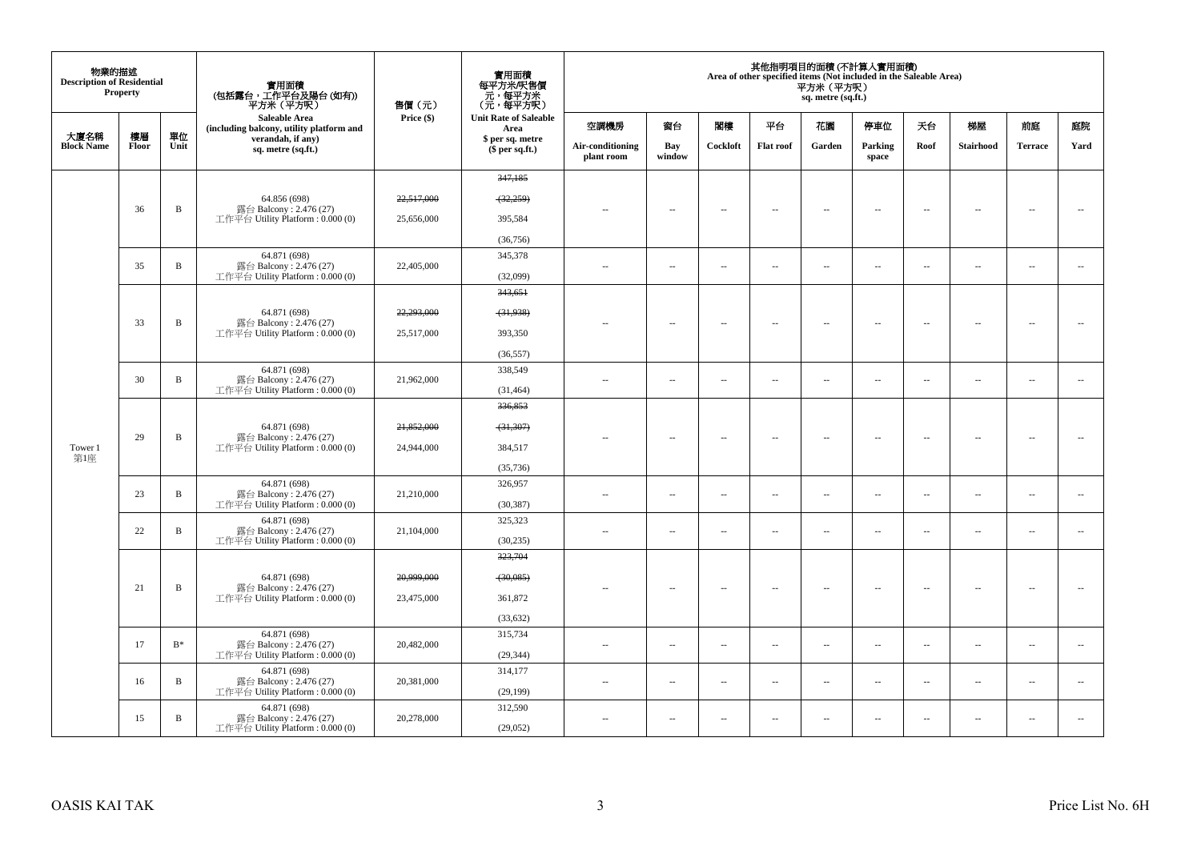| 物業的描述 Description of Residential Property | | | 實用面積 (包括露台，工作平台及陽台 (如有)) 平方米（平方呎） Saleable Area (including balcony, utility platform and verandah, if any) sq. metre (sq.ft.) | 售價（元） Price ($) | 實用面積 每平方米/呎售價 元，每平方米 (元，每平方呎) Unit Rate of Saleable Area $ per sq. metre ($ per sq.ft.) | 其他指明項目的面積 (不計算入實用面積) Area of other specified items (Not included in the Saleable Area) 平方米（平方呎） sq. metre (sq.ft.) | | | | | | | | | |
|---|---|---|---|---|---|---|---|---|---|---|---|---|---|---|---|
| 大廈名稱 Block Name | 樓層 Floor | 單位 Unit | | | | 空調機房 Air-conditioning plant room | 窗台 Bay window | 閣樓 Cockloft | 平台 Flat roof | 花園 Garden | 停車位 Parking space | 天台 Roof | 梯屋 Stairhood | 前庭 Terrace | 庭院 Yard |
| Tower 1 第1座 | 36 | B | 64.856 (698) 露台 Balcony : 2.476 (27) 工作平台 Utility Platform : 0.000 (0) | ~~22,517,000~~ 25,656,000 | ~~347,185~~ ~~(32,259)~~ 395,584 (36,756) | -- | -- | -- | -- | -- | -- | -- | -- | -- | -- |
| | 35 | B | 64.871 (698) 露台 Balcony : 2.476 (27) 工作平台 Utility Platform : 0.000 (0) | 22,405,000 | 345,378 (32,099) | -- | -- | -- | -- | -- | -- | -- | -- | -- | -- |
| | 33 | B | 64.871 (698) 露台 Balcony : 2.476 (27) 工作平台 Utility Platform : 0.000 (0) | ~~22,293,000~~ 25,517,000 | ~~343,651~~ ~~(31,938)~~ 393,350 (36,557) | -- | -- | -- | -- | -- | -- | -- | -- | -- | -- |
| | 30 | B | 64.871 (698) 露台 Balcony : 2.476 (27) 工作平台 Utility Platform : 0.000 (0) | 21,962,000 | 338,549 (31,464) | -- | -- | -- | -- | -- | -- | -- | -- | -- | -- |
| | 29 | B | 64.871 (698) 露台 Balcony : 2.476 (27) 工作平台 Utility Platform : 0.000 (0) | ~~21,852,000~~ 24,944,000 | ~~336,853~~ ~~(31,307)~~ 384,517 (35,736) | -- | -- | -- | -- | -- | -- | -- | -- | -- | -- |
| | 23 | B | 64.871 (698) 露台 Balcony : 2.476 (27) 工作平台 Utility Platform : 0.000 (0) | 21,210,000 | 326,957 (30,387) | -- | -- | -- | -- | -- | -- | -- | -- | -- | -- |
| | 22 | B | 64.871 (698) 露台 Balcony : 2.476 (27) 工作平台 Utility Platform : 0.000 (0) | 21,104,000 | 325,323 (30,235) | -- | -- | -- | -- | -- | -- | -- | -- | -- | -- |
| | 21 | B | 64.871 (698) 露台 Balcony : 2.476 (27) 工作平台 Utility Platform : 0.000 (0) | ~~20,999,000~~ 23,475,000 | ~~323,704~~ ~~(30,085)~~ 361,872 (33,632) | -- | -- | -- | -- | -- | -- | -- | -- | -- | -- |
| | 17 | B* | 64.871 (698) 露台 Balcony : 2.476 (27) 工作平台 Utility Platform : 0.000 (0) | 20,482,000 | 315,734 (29,344) | -- | -- | -- | -- | -- | -- | -- | -- | -- | -- |
| | 16 | B | 64.871 (698) 露台 Balcony : 2.476 (27) 工作平台 Utility Platform : 0.000 (0) | 20,381,000 | 314,177 (29,199) | -- | -- | -- | -- | -- | -- | -- | -- | -- | -- |
| | 15 | B | 64.871 (698) 露台 Balcony : 2.476 (27) 工作平台 Utility Platform : 0.000 (0) | 20,278,000 | 312,590 (29,052) | -- | -- | -- | -- | -- | -- | -- | -- | -- | -- |

OASIS KAI TAK

Price List No. 6H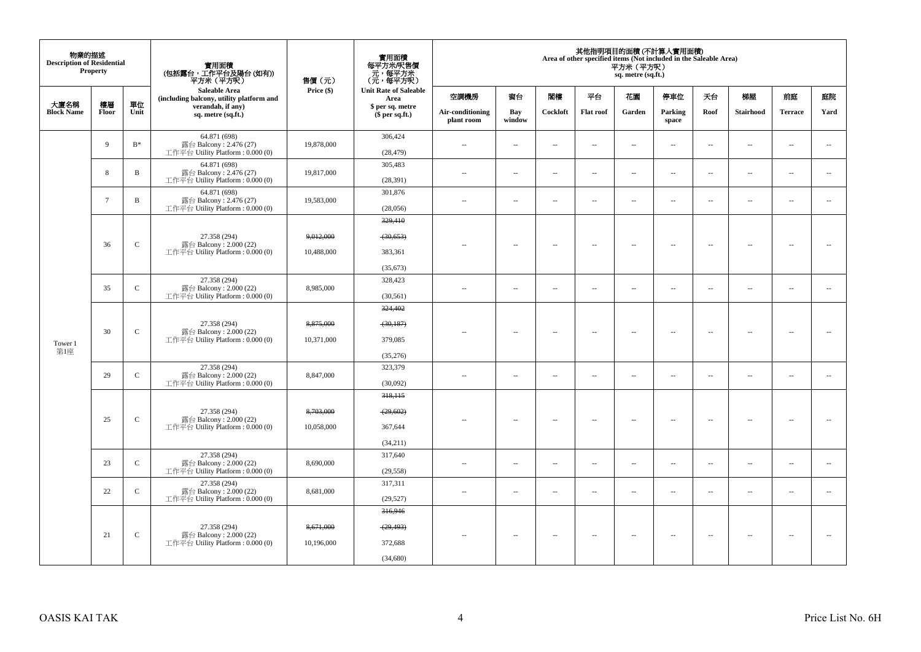| 物業的描述 Description of Residential Property | | | 實用面積 (包括露台，工作平台及陽台 (如有)) 平方米（平方呎） Saleable Area (including balcony, utility platform and verandah, if any) sq. metre (sq.ft.) | 售價（元） Price ($) | 實用面積 每平方米/呎售價 元，每平方米 (元，每平方呎) Unit Rate of Saleable Area $ per sq. metre ($ per sq.ft.) | 其他指明項目的面積 (不計算入實用面積) Area of other specified items (Not included in the Saleable Area) 平方米（平方呎） sq. metre (sq.ft.) | | | | | | | | | |
|---|---|---|---|---|---|---|---|---|---|---|---|---|---|---|---|
| 大廈名稱 Block Name | 樓層 Floor | 單位 Unit | | | | 空調機房 Air-conditioning plant room | 窗台 Bay window | 閣樓 Cockloft | 平台 Flat roof | 花園 Garden | 停車位 Parking space | 天台 Roof | 梯屋 Stairhood | 前庭 Terrace | 庭院 Yard |
| Tower 1 第1座 | 9 | B* | 64.871 (698) 露台 Balcony : 2.476 (27) 工作平台 Utility Platform : 0.000 (0) | 19,878,000 | 306,424 (28,479) | -- | -- | -- | -- | -- | -- | -- | -- | -- | -- |
| | 8 | B | 64.871 (698) 露台 Balcony : 2.476 (27) 工作平台 Utility Platform : 0.000 (0) | 19,817,000 | 305,483 (28,391) | -- | -- | -- | -- | -- | -- | -- | -- | -- | -- |
| | 7 | B | 64.871 (698) 露台 Balcony : 2.476 (27) 工作平台 Utility Platform : 0.000 (0) | 19,583,000 | 301,876 (28,056) | -- | -- | -- | -- | -- | -- | -- | -- | -- | -- |
| | 36 | C | 27.358 (294) 露台 Balcony : 2.000 (22) 工作平台 Utility Platform : 0.000 (0) | ~~9,012,000~~ 10,488,000 | ~~329,410~~ ~~(30,653)~~ 383,361 (35,673) | -- | -- | -- | -- | -- | -- | -- | -- | -- | -- |
| | 35 | C | 27.358 (294) 露台 Balcony : 2.000 (22) 工作平台 Utility Platform : 0.000 (0) | 8,985,000 | 328,423 (30,561) | -- | -- | -- | -- | -- | -- | -- | -- | -- | -- |
| | 30 | C | 27.358 (294) 露台 Balcony : 2.000 (22) 工作平台 Utility Platform : 0.000 (0) | ~~8,875,000~~ 10,371,000 | ~~324,402~~ ~~(30,187)~~ 379,085 (35,276) | -- | -- | -- | -- | -- | -- | -- | -- | -- | -- |
| | 29 | C | 27.358 (294) 露台 Balcony : 2.000 (22) 工作平台 Utility Platform : 0.000 (0) | 8,847,000 | 323,379 (30,092) | -- | -- | -- | -- | -- | -- | -- | -- | -- | -- |
| | 25 | C | 27.358 (294) 露台 Balcony : 2.000 (22) 工作平台 Utility Platform : 0.000 (0) | ~~8,703,000~~ 10,058,000 | ~~318,115~~ ~~(29,602)~~ 367,644 (34,211) | -- | -- | -- | -- | -- | -- | -- | -- | -- | -- |
| | 23 | C | 27.358 (294) 露台 Balcony : 2.000 (22) 工作平台 Utility Platform : 0.000 (0) | 8,690,000 | 317,640 (29,558) | -- | -- | -- | -- | -- | -- | -- | -- | -- | -- |
| | 22 | C | 27.358 (294) 露台 Balcony : 2.000 (22) 工作平台 Utility Platform : 0.000 (0) | 8,681,000 | 317,311 (29,527) | -- | -- | -- | -- | -- | -- | -- | -- | -- | -- |
| | 21 | C | 27.358 (294) 露台 Balcony : 2.000 (22) 工作平台 Utility Platform : 0.000 (0) | ~~8,671,000~~ 10,196,000 | ~~316,946~~ ~~(29,493)~~ 372,688 (34,680) | -- | -- | -- | -- | -- | -- | -- | -- | -- | -- |

OASIS KAI TAK

Price List No. 6H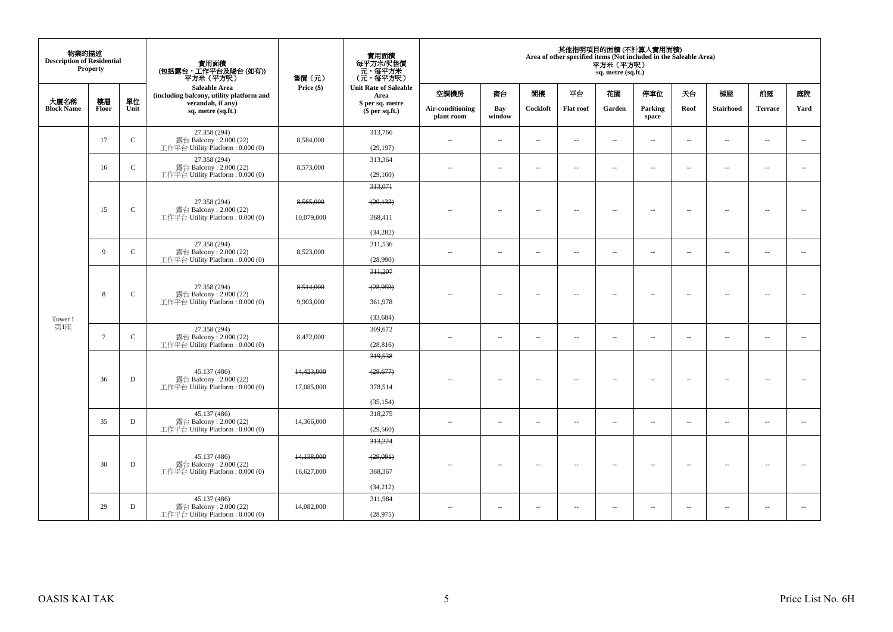| 物業的描述 Description of Residential Property | | | 實用面積 (包括露台，工作平台及陽台 (如有)) 平方米（平方呎） Saleable Area (including balcony, utility platform and verandah, if any) sq. metre (sq.ft.) | 售價（元） Price ($) | 實用面積 每平方米/呎售價 元，每平方米 (元，每平方呎) Unit Rate of Saleable Area $ per sq. metre ($ per sq.ft.) | 其他指明項目的面積 (不計算入實用面積) Area of other specified items (Not included in the Saleable Area) 平方米（平方呎） sq. metre (sq.ft.) | | | | | | | | | |
|---|---|---|---|---|---|---|---|---|---|---|---|---|---|---|---|
| 大廈名稱 Block Name | 樓層 Floor | 單位 Unit | | | | 空調機房 Air-conditioning plant room | 窗台 Bay window | 閣樓 Cockloft | 平台 Flat roof | 花園 Garden | 停車位 Parking space | 天台 Roof | 梯屋 Stairhood | 前庭 Terrace | 庭院 Yard |
| Tower 1 第1座 | 17 | C | 27.358 (294) 露台 Balcony : 2.000 (22) 工作平台 Utility Platform : 0.000 (0) | 8,584,000 | 313,766 (29,197) | -- | -- | -- | -- | -- | -- | -- | -- | -- | -- |
| | 16 | C | 27.358 (294) 露台 Balcony : 2.000 (22) 工作平台 Utility Platform : 0.000 (0) | 8,573,000 | 313,364 (29,160) | -- | -- | -- | -- | -- | -- | -- | -- | -- | -- |
| | 15 | C | 27.358 (294) 露台 Balcony : 2.000 (22) 工作平台 Utility Platform : 0.000 (0) | ~~8,565,000~~ 10,079,000 | ~~313,071~~ ~~(29,133)~~ 368,411 (34,282) | -- | -- | -- | -- | -- | -- | -- | -- | -- | -- |
| | 9 | C | 27.358 (294) 露台 Balcony : 2.000 (22) 工作平台 Utility Platform : 0.000 (0) | 8,523,000 | 311,536 (28,990) | -- | -- | -- | -- | -- | -- | -- | -- | -- | -- |
| | 8 | C | 27.358 (294) 露台 Balcony : 2.000 (22) 工作平台 Utility Platform : 0.000 (0) | ~~8,514,000~~ 9,903,000 | ~~311,207~~ ~~(28,959)~~ 361,978 (33,684) | -- | -- | -- | -- | -- | -- | -- | -- | -- | -- |
| | 7 | C | 27.358 (294) 露台 Balcony : 2.000 (22) 工作平台 Utility Platform : 0.000 (0) | 8,472,000 | 309,672 (28,816) | -- | -- | -- | -- | -- | -- | -- | -- | -- | -- |
| | 36 | D | 45.137 (486) 露台 Balcony : 2.000 (22) 工作平台 Utility Platform : 0.000 (0) | ~~14,423,000~~ 17,085,000 | ~~319,538~~ ~~(29,677)~~ 378,514 (35,154) | -- | -- | -- | -- | -- | -- | -- | -- | -- | -- |
| | 35 | D | 45.137 (486) 露台 Balcony : 2.000 (22) 工作平台 Utility Platform : 0.000 (0) | 14,366,000 | 318,275 (29,560) | -- | -- | -- | -- | -- | -- | -- | -- | -- | -- |
| | 30 | D | 45.137 (486) 露台 Balcony : 2.000 (22) 工作平台 Utility Platform : 0.000 (0) | ~~14,138,000~~ 16,627,000 | ~~313,224~~ ~~(29,091)~~ 368,367 (34,212) | -- | -- | -- | -- | -- | -- | -- | -- | -- | -- |
| | 29 | D | 45.137 (486) 露台 Balcony : 2.000 (22) 工作平台 Utility Platform : 0.000 (0) | 14,082,000 | 311,984 (28,975) | -- | -- | -- | -- | -- | -- | -- | -- | -- | -- |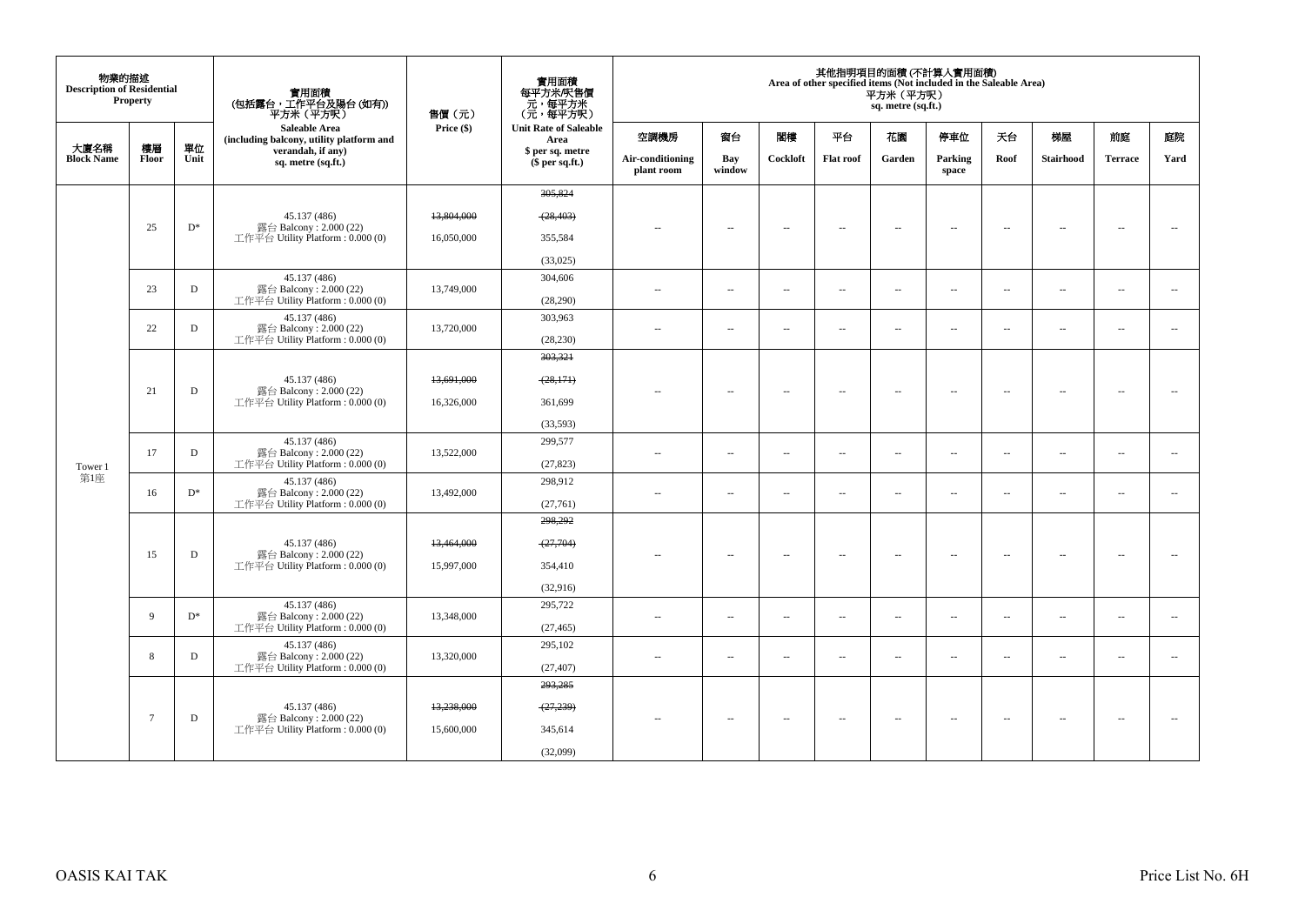| 物業的描述 Description of Residential Property | | | 實用面積 (包括露台，工作平台及陽台 (如有)) 平方米（平方呎） Saleable Area (including balcony, utility platform and verandah, if any) sq. metre (sq.ft.) | 售價（元） Price ($) | 實用面積 每平方米/呎售價 元，每平方米 (元，每平方呎) Unit Rate of Saleable Area $ per sq. metre ($ per sq.ft.) | 其他指明項目的面積 (不計算入實用面積) Area of other specified items (Not included in the Saleable Area) 平方米（平方呎） sq. metre (sq.ft.) | | | | | | | | | |
|---|---|---|---|---|---|---|---|---|---|---|---|---|---|---|---|
| 大廈名稱 Block Name | 樓層 Floor | 單位 Unit | | | | 空調機房 Air-conditioning plant room | 窗台 Bay window | 閣樓 Cockloft | 平台 Flat roof | 花園 Garden | 停車位 Parking space | 天台 Roof | 梯屋 Stairhood | 前庭 Terrace | 庭院 Yard |
| Tower 1 第1座 | 25 | D* | 45.137 (486) 露台 Balcony : 2.000 (22) 工作平台 Utility Platform : 0.000 (0) | ~~13,804,000~~ 16,050,000 | ~~305,824~~ ~~(28,403)~~ 355,584 (33,025) | -- | -- | -- | -- | -- | -- | -- | -- | -- | -- |
| | 23 | D | 45.137 (486) 露台 Balcony : 2.000 (22) 工作平台 Utility Platform : 0.000 (0) | 13,749,000 | 304,606 (28,290) | -- | -- | -- | -- | -- | -- | -- | -- | -- | -- |
| | 22 | D | 45.137 (486) 露台 Balcony : 2.000 (22) 工作平台 Utility Platform : 0.000 (0) | 13,720,000 | 303,963 (28,230) | -- | -- | -- | -- | -- | -- | -- | -- | -- | -- |
| | 21 | D | 45.137 (486) 露台 Balcony : 2.000 (22) 工作平台 Utility Platform : 0.000 (0) | ~~13,691,000~~ 16,326,000 | ~~303,321~~ ~~(28,171)~~ 361,699 (33,593) | -- | -- | -- | -- | -- | -- | -- | -- | -- | -- |
| | 17 | D | 45.137 (486) 露台 Balcony : 2.000 (22) 工作平台 Utility Platform : 0.000 (0) | 13,522,000 | 299,577 (27,823) | -- | -- | -- | -- | -- | -- | -- | -- | -- | -- |
| | 16 | D* | 45.137 (486) 露台 Balcony : 2.000 (22) 工作平台 Utility Platform : 0.000 (0) | 13,492,000 | 298,912 (27,761) | -- | -- | -- | -- | -- | -- | -- | -- | -- | -- |
| | 15 | D | 45.137 (486) 露台 Balcony : 2.000 (22) 工作平台 Utility Platform : 0.000 (0) | ~~13,464,000~~ 15,997,000 | ~~298,292~~ ~~(27,704)~~ 354,410 (32,916) | -- | -- | -- | -- | -- | -- | -- | -- | -- | -- |
| | 9 | D* | 45.137 (486) 露台 Balcony : 2.000 (22) 工作平台 Utility Platform : 0.000 (0) | 13,348,000 | 295,722 (27,465) | -- | -- | -- | -- | -- | -- | -- | -- | -- | -- |
| | 8 | D | 45.137 (486) 露台 Balcony : 2.000 (22) 工作平台 Utility Platform : 0.000 (0) | 13,320,000 | 295,102 (27,407) | -- | -- | -- | -- | -- | -- | -- | -- | -- | -- |
| | 7 | D | 45.137 (486) 露台 Balcony : 2.000 (22) 工作平台 Utility Platform : 0.000 (0) | ~~13,238,000~~ 15,600,000 | ~~293,285~~ ~~(27,239)~~ 345,614 (32,099) | -- | -- | -- | -- | -- | -- | -- | -- | -- | -- |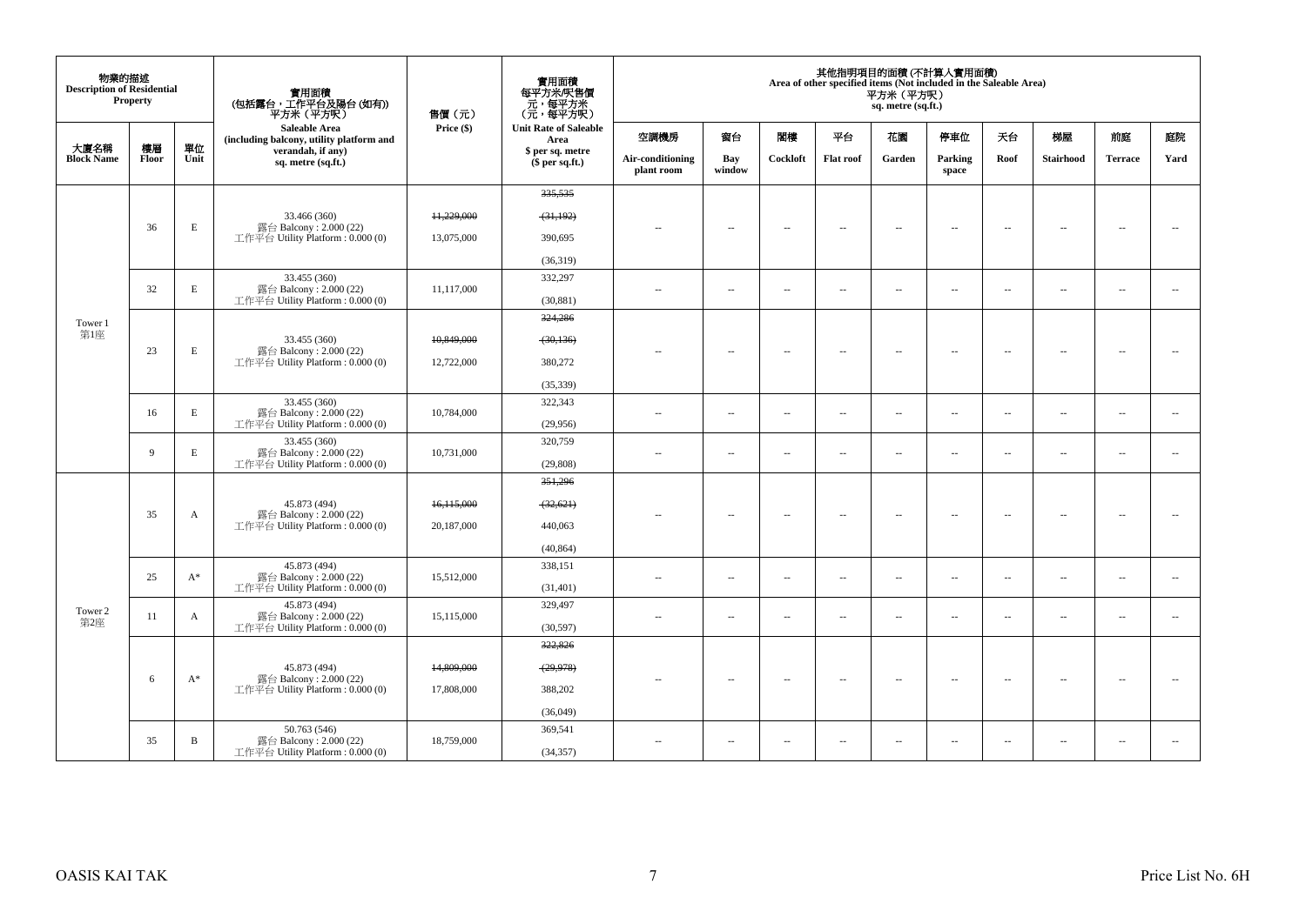| 物業的描述 Description of Residential Property | | | 實用面積 (包括露台，工作平台及陽台 (如有)) 平方米（平方呎） Saleable Area (including balcony, utility platform and verandah, if any) sq. metre (sq.ft.) | 售價（元） Price ($) | 實用面積 每平方米/呎售價 元，每平方米 （元，每平方呎） Unit Rate of Saleable Area $ per sq. metre ($ per sq.ft.) | 其他指明項目的面積 (不計算入實用面積) Area of other specified items (Not included in the Saleable Area) 平方米（平方呎） sq. metre (sq.ft.) | | | | | | | | | |
|---|---|---|---|---|---|---|---|---|---|---|---|---|---|---|---|
| 大廈名稱 Block Name | 樓層 Floor | 單位 Unit | | | | 空調機房 Air-conditioning plant room | 窗台 Bay window | 閣樓 Cockloft | 平台 Flat roof | 花園 Garden | 停車位 Parking space | 天台 Roof | 梯屋 Stairhood | 前庭 Terrace | 庭院 Yard |
| Tower 1 第1座 | 36 | E | 33.466 (360) 露台 Balcony : 2.000 (22) 工作平台 Utility Platform : 0.000 (0) | ~~11,229,000~~ 13,075,000 | ~~335,535~~ ~~(31,192)~~ 390,695 (36,319) | -- | -- | -- | -- | -- | -- | -- | -- | -- | -- |
| | 32 | E | 33.455 (360) 露台 Balcony : 2.000 (22) 工作平台 Utility Platform : 0.000 (0) | 11,117,000 | 332,297 (30,881) | -- | -- | -- | -- | -- | -- | -- | -- | -- | -- |
| | 23 | E | 33.455 (360) 露台 Balcony : 2.000 (22) 工作平台 Utility Platform : 0.000 (0) | ~~10,849,000~~ 12,722,000 | ~~324,286~~ ~~(30,136)~~ 380,272 (35,339) | -- | -- | -- | -- | -- | -- | -- | -- | -- | -- |
| | 16 | E | 33.455 (360) 露台 Balcony : 2.000 (22) 工作平台 Utility Platform : 0.000 (0) | 10,784,000 | 322,343 (29,956) | -- | -- | -- | -- | -- | -- | -- | -- | -- | -- |
| | 9 | E | 33.455 (360) 露台 Balcony : 2.000 (22) 工作平台 Utility Platform : 0.000 (0) | 10,731,000 | 320,759 (29,808) | -- | -- | -- | -- | -- | -- | -- | -- | -- | -- |
| Tower 2 第2座 | 35 | A | 45.873 (494) 露台 Balcony : 2.000 (22) 工作平台 Utility Platform : 0.000 (0) | ~~16,115,000~~ 20,187,000 | ~~351,296~~ ~~(32,621)~~ 440,063 (40,864) | -- | -- | -- | -- | -- | -- | -- | -- | -- | -- |
| | 25 | A* | 45.873 (494) 露台 Balcony : 2.000 (22) 工作平台 Utility Platform : 0.000 (0) | 15,512,000 | 338,151 (31,401) | -- | -- | -- | -- | -- | -- | -- | -- | -- | -- |
| | 11 | A | 45.873 (494) 露台 Balcony : 2.000 (22) 工作平台 Utility Platform : 0.000 (0) | 15,115,000 | 329,497 (30,597) | -- | -- | -- | -- | -- | -- | -- | -- | -- | -- |
| | 6 | A* | 45.873 (494) 露台 Balcony : 2.000 (22) 工作平台 Utility Platform : 0.000 (0) | ~~14,809,000~~ 17,808,000 | ~~322,826~~ ~~(29,978)~~ 388,202 (36,049) | -- | -- | -- | -- | -- | -- | -- | -- | -- | -- |
| | 35 | B | 50.763 (546) 露台 Balcony : 2.000 (22) 工作平台 Utility Platform : 0.000 (0) | 18,759,000 | 369,541 (34,357) | -- | -- | -- | -- | -- | -- | -- | -- | -- | -- |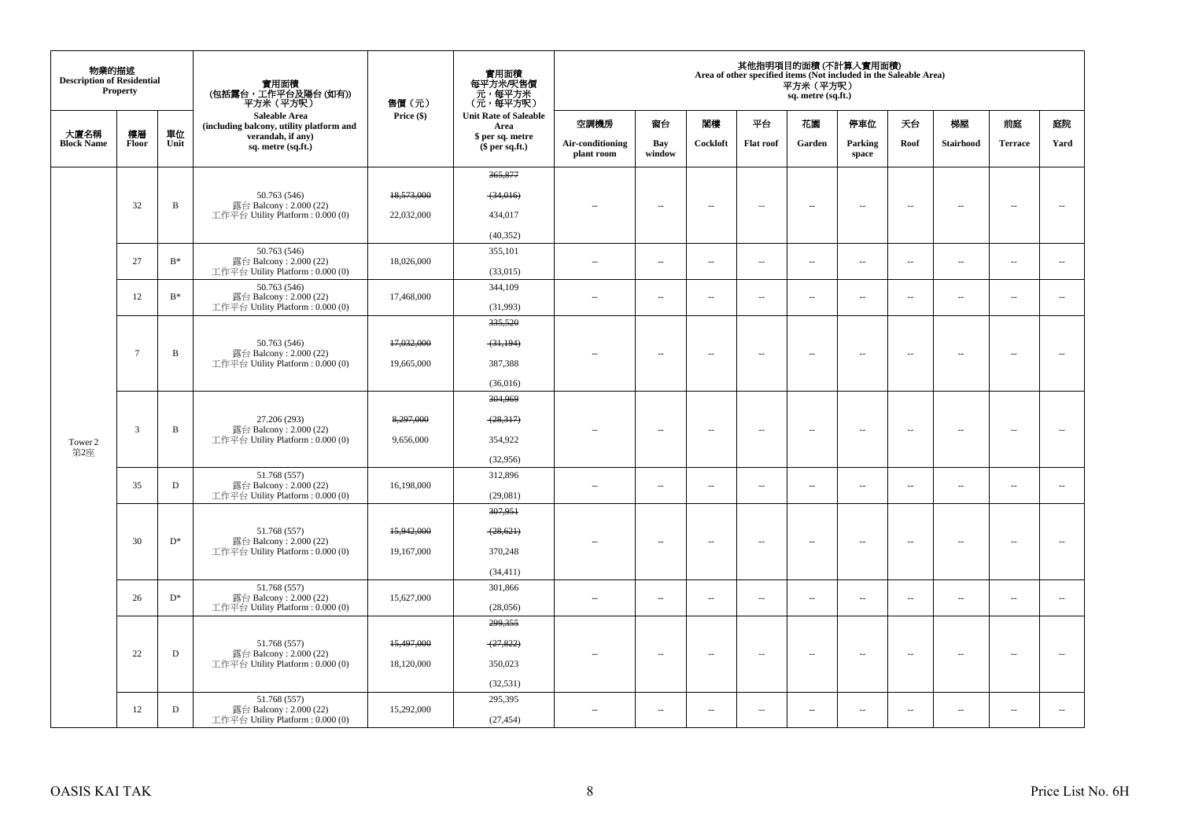| 物業的描述 Description of Residential Property | | | 實用面積 (包括露台，工作平台及陽台 (如有)) 平方米（平方呎） Saleable Area (including balcony, utility platform and verandah, if any) sq. metre (sq.ft.) | 售價（元） Price ($) | 實用面積 每平方米/呎售價 元，每平方米 （元，每平方呎） Unit Rate of Saleable Area $ per sq. metre ($ per sq.ft.) | 其他指明項目的面積 (不計算入實用面積) Area of other specified items (Not included in the Saleable Area) 平方米（平方呎） sq. metre (sq.ft.) | | | | | | | | | |
|---|---|---|---|---|---|---|---|---|---|---|---|---|---|---|---|
| 大廈名稱 Block Name | 樓層 Floor | 單位 Unit | | | | 空調機房 Air-conditioning plant room | 窗台 Bay window | 閣樓 Cockloft | 平台 Flat roof | 花園 Garden | 停車位 Parking space | 天台 Roof | 梯屋 Stairhood | 前庭 Terrace | 庭院 Yard |
| Tower 2 第2座 | 32 | B | 50.763 (546) 露台 Balcony : 2.000 (22) 工作平台 Utility Platform : 0.000 (0) | ~~18,573,000~~ 22,032,000 | ~~365,877~~ ~~(34,016)~~ 434,017 (40,352) | -- | -- | -- | -- | -- | -- | -- | -- | -- | -- |
| | 27 | B* | 50.763 (546) 露台 Balcony : 2.000 (22) 工作平台 Utility Platform : 0.000 (0) | 18,026,000 | 355,101 (33,015) | -- | -- | -- | -- | -- | -- | -- | -- | -- | -- |
| | 12 | B* | 50.763 (546) 露台 Balcony : 2.000 (22) 工作平台 Utility Platform : 0.000 (0) | 17,468,000 | 344,109 (31,993) | -- | -- | -- | -- | -- | -- | -- | -- | -- | -- |
| | 7 | B | 50.763 (546) 露台 Balcony : 2.000 (22) 工作平台 Utility Platform : 0.000 (0) | ~~17,032,000~~ 19,665,000 | ~~335,520~~ ~~(31,194)~~ 387,388 (36,016) | -- | -- | -- | -- | -- | -- | -- | -- | -- | -- |
| | 3 | B | 27.206 (293) 露台 Balcony : 2.000 (22) 工作平台 Utility Platform : 0.000 (0) | ~~8,297,000~~ 9,656,000 | ~~304,969~~ ~~(28,317)~~ 354,922 (32,956) | -- | -- | -- | -- | -- | -- | -- | -- | -- | -- |
| | 35 | D | 51.768 (557) 露台 Balcony : 2.000 (22) 工作平台 Utility Platform : 0.000 (0) | 16,198,000 | 312,896 (29,081) | -- | -- | -- | -- | -- | -- | -- | -- | -- | -- |
| | 30 | D* | 51.768 (557) 露台 Balcony : 2.000 (22) 工作平台 Utility Platform : 0.000 (0) | ~~15,942,000~~ 19,167,000 | ~~307,951~~ ~~(28,621)~~ 370,248 (34,411) | -- | -- | -- | -- | -- | -- | -- | -- | -- | -- |
| | 26 | D* | 51.768 (557) 露台 Balcony : 2.000 (22) 工作平台 Utility Platform : 0.000 (0) | 15,627,000 | 301,866 (28,056) | -- | -- | -- | -- | -- | -- | -- | -- | -- | -- |
| | 22 | D | 51.768 (557) 露台 Balcony : 2.000 (22) 工作平台 Utility Platform : 0.000 (0) | ~~15,497,000~~ 18,120,000 | ~~299,355~~ ~~(27,822)~~ 350,023 (32,531) | -- | -- | -- | -- | -- | -- | -- | -- | -- | -- |
| | 12 | D | 51.768 (557) 露台 Balcony : 2.000 (22) 工作平台 Utility Platform : 0.000 (0) | 15,292,000 | 295,395 (27,454) | -- | -- | -- | -- | -- | -- | -- | -- | -- | -- |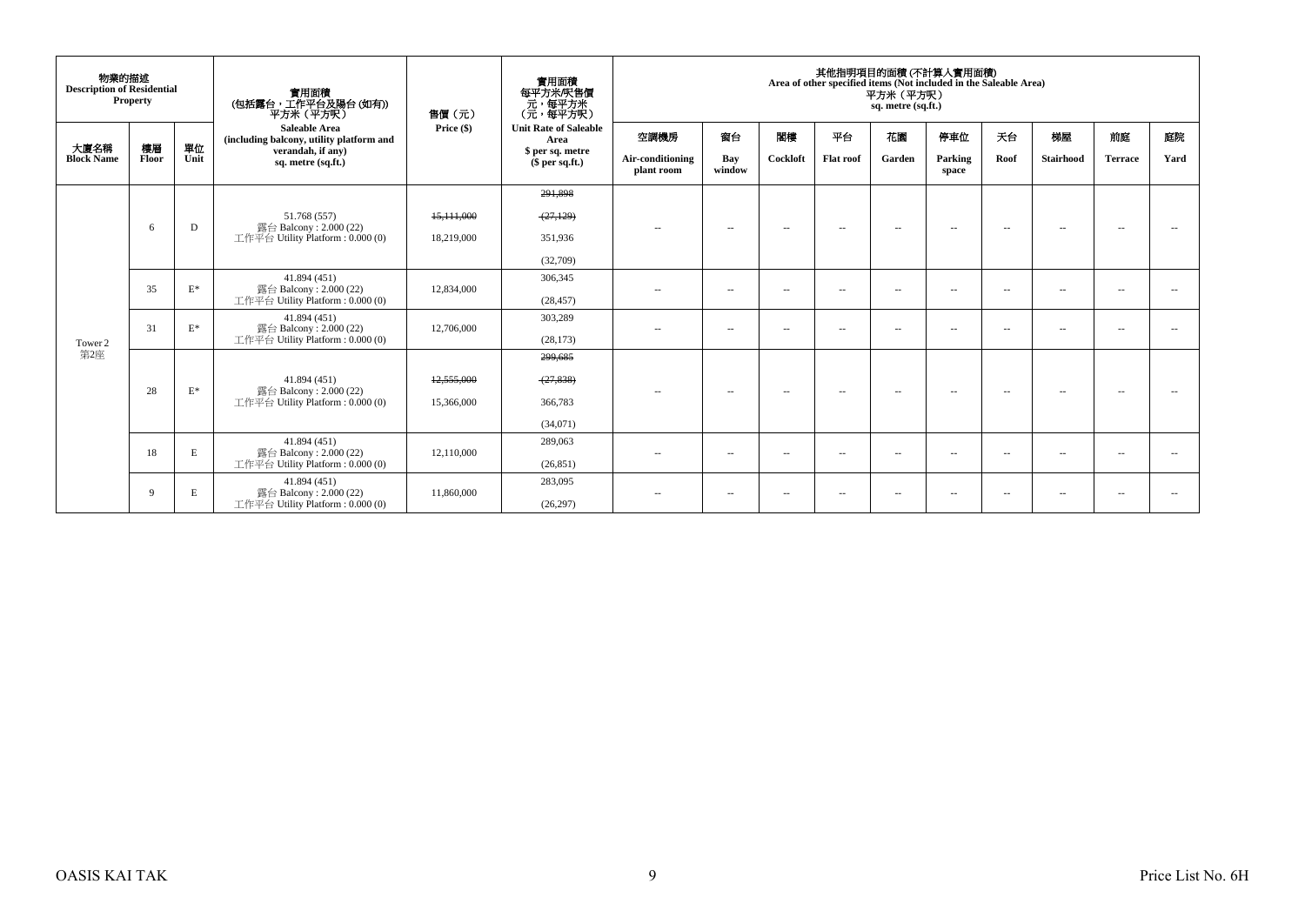| 物業的描述 Description of Residential Property | | | 實用面積 (包括露台，工作平台及陽台 (如有)) 平方米（平方呎） Saleable Area (including balcony, utility platform and verandah, if any) sq. metre (sq.ft.) | 售價（元） Price ($) | 實用面積 每平方米/呎售價 元，每平方米 (元，每平方呎) Unit Rate of Saleable Area $ per sq. metre ($ per sq.ft.) | 其他指明項目的面積 (不計算入實用面積) Area of other specified items (Not included in the Saleable Area) 平方米（平方呎） sq. metre (sq.ft.) | | | | | | | | | |
|---|---|---|---|---|---|---|---|---|---|---|---|---|---|---|---|
| 大廈名稱 Block Name | 樓層 Floor | 單位 Unit | | | | 空調機房 Air-conditioning plant room | 窗台 Bay window | 閣樓 Cockloft | 平台 Flat roof | 花園 Garden | 停車位 Parking space | 天台 Roof | 梯屋 Stairhood | 前庭 Terrace | 庭院 Yard |
| Tower 2 第2座 | 6 | D | 51.768 (557) 露台 Balcony : 2.000 (22) 工作平台 Utility Platform : 0.000 (0) | ~~15,111,000~~ 18,219,000 | ~~291,898~~ ~~(27,129)~~ 351,936 (32,709) | -- | -- | -- | -- | -- | -- | -- | -- | -- | -- |
| | 35 | E* | 41.894 (451) 露台 Balcony : 2.000 (22) 工作平台 Utility Platform : 0.000 (0) | 12,834,000 | 306,345 (28,457) | -- | -- | -- | -- | -- | -- | -- | -- | -- | -- |
| | 31 | E* | 41.894 (451) 露台 Balcony : 2.000 (22) 工作平台 Utility Platform : 0.000 (0) | 12,706,000 | 303,289 (28,173) | -- | -- | -- | -- | -- | -- | -- | -- | -- | -- |
| | 28 | E* | 41.894 (451) 露台 Balcony : 2.000 (22) 工作平台 Utility Platform : 0.000 (0) | ~~12,555,000~~ 15,366,000 | ~~299,685~~ ~~(27,838)~~ 366,783 (34,071) | -- | -- | -- | -- | -- | -- | -- | -- | -- | -- |
| | 18 | E | 41.894 (451) 露台 Balcony : 2.000 (22) 工作平台 Utility Platform : 0.000 (0) | 12,110,000 | 289,063 (26,851) | -- | -- | -- | -- | -- | -- | -- | -- | -- | -- |
| | 9 | E | 41.894 (451) 露台 Balcony : 2.000 (22) 工作平台 Utility Platform : 0.000 (0) | 11,860,000 | 283,095 (26,297) | -- | -- | -- | -- | -- | -- | -- | -- | -- | -- |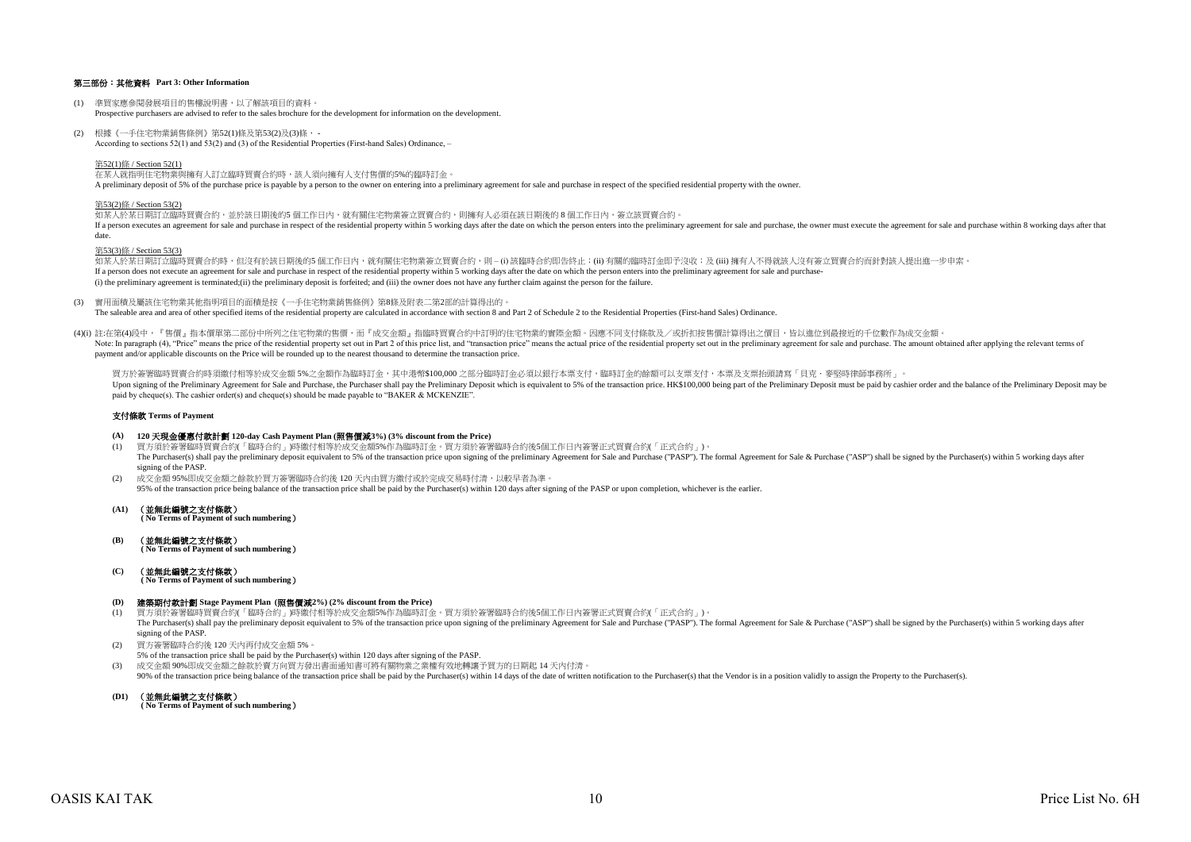### 第三部份：其他資料 Part 3: Other Information

(1) 準買家應參閱發展項目的售樓說明書，以了解該項目的資料。
Prospective purchasers are advised to refer to the sales brochure for the development for information on the development.

(2) 根據《一手住宅物業銷售條例》第52(1)條及第53(2)及(3)條， -
According to sections 52(1) and 53(2) and (3) of the Residential Properties (First-hand Sales) Ordinance, –

第52(1)條 / Section 52(1)
在某人就指明住宅物業與擁有人訂立臨時買賣合約時，該人須向擁有人支付售價的5%的臨時訂金。
A preliminary deposit of 5% of the purchase price is payable by a person to the owner on entering into a preliminary agreement for sale and purchase in respect of the specified residential property with the owner.

第53(2)條 / Section 53(2)
如某人於某日期訂立臨時買賣合約，並於該日期後的5 個工作日內，就有關住宅物業簽立買賣合約，則擁有人必須在該日期後的 8 個工作日內，簽立該買賣合約。
If a person executes an agreement for sale and purchase in respect of the residential property within 5 working days after the date on which the person enters into the preliminary agreement for sale and purchase, the owner must execute the agreement for sale and purchase within 8 working days after that date.

第53(3)條 / Section 53(3)
如某人於某日期訂立臨時買賣合約時，但沒有於該日期後的 5 個工作日內，就有關住宅物業簽立買賣合約，則 – (i) 該臨時合約即告終止；(ii) 有關的臨時訂金即予沒收；及 (iii) 擁有人不得就該人沒有簽立買賣合約而針對該人提出進一步申索。
If a person does not execute an agreement for sale and purchase in respect of the residential property within 5 working days after the date on which the person enters into the preliminary agreement for sale and purchase-
(i) the preliminary agreement is terminated;(ii) the preliminary deposit is forfeited; and (iii) the owner does not have any further claim against the person for the failure.

(3) 實用面積及屬該住宅物業其他指明項目的面積是按《一手住宅物業銷售條例》第8條及附表二第2部的計算得出的。
The saleable area and area of other specified items of the residential property are calculated in accordance with section 8 and Part 2 of Schedule 2 to the Residential Properties (First-hand Sales) Ordinance.

(4)(i) 註:在第(4)段中，『售價』指本價單第二部份中所列之住宅物業的售價，而『成交金額』指臨時買賣合約中訂明的住宅物業的實際金額。因應不同支付條款及／或折扣按售價計算得出之價目，皆以進位到最接近的千位數作為成交金額。
Note: In paragraph (4), "Price" means the price of the residential property set out in Part 2 of this price list, and "transaction price" means the actual price of the residential property set out in the preliminary agreement for sale and purchase. The amount obtained after applying the relevant terms of payment and/or applicable discounts on the Price will be rounded up to the nearest thousand to determine the transaction price.

買方於簽署臨時買賣合約時須繳付相等於成交金額 5%之金額作為臨時訂金，其中港幣$100,000 之部分臨時訂金必須以銀行本票支付，臨時訂金的餘額可以支票支付，本票及支票抬頭請寫「貝克．麥堅時律師事務所」。
Upon signing of the Preliminary Agreement for Sale and Purchase, the Purchaser shall pay the Preliminary Deposit which is equivalent to 5% of the transaction price. HK$100,000 being part of the Preliminary Deposit must be paid by cashier order and the balance of the Preliminary Deposit may be paid by cheque(s). The cashier order(s) and cheque(s) should be made payable to "BAKER & MCKENZIE".

#### 支付條款 Terms of Payment

**(A) 120 天現金優惠付款計劃 120-day Cash Payment Plan (照售價減3%) (3% discount from the Price)**

(1) 買方須於簽署臨時買賣合約(「臨時合約」)時繳付相等於成交金額5%作為臨時訂金。買方須於簽署臨時合約後5個工作日內簽署正式買賣合約(「正式合約」)。
The Purchaser(s) shall pay the preliminary deposit equivalent to 5% of the transaction price upon signing of the preliminary Agreement for Sale and Purchase ("PASP"). The formal Agreement for Sale & Purchase ("ASP") shall be signed by the Purchaser(s) within 5 working days after signing of the PASP.

(2) 成交金額 95%即成交金額之餘款於買方簽署臨時合約後 120 天內由買方繳付或於完成交易時付清，以較早者為準。
95% of the transaction price being balance of the transaction price shall be paid by the Purchaser(s) within 120 days after signing of the PASP or upon completion, whichever is the earlier.

**(A1) （並無此編號之支付條款）**
**( No Terms of Payment of such numbering )**

**(B) （並無此編號之支付條款）**
**( No Terms of Payment of such numbering )**

**(C) （並無此編號之支付條款）**
**( No Terms of Payment of such numbering )**

**(D) 建築期付款計劃 Stage Payment Plan (照售價減2%) (2% discount from the Price)**

(1) 買方須於簽署臨時買賣合約(「臨時合約」)時繳付相等於成交金額5%作為臨時訂金。買方須於簽署臨時合約後5個工作日內簽署正式買賣合約(「正式合約」)。
The Purchaser(s) shall pay the preliminary deposit equivalent to 5% of the transaction price upon signing of the preliminary Agreement for Sale and Purchase ("PASP"). The formal Agreement for Sale & Purchase ("ASP") shall be signed by the Purchaser(s) within 5 working days after signing of the PASP.

(2) 買方簽署臨時合約後 120 天內再付成交金額 5%。
5% of the transaction price shall be paid by the Purchaser(s) within 120 days after signing of the PASP.

(3) 成交金額 90%即成交金額之餘款於賣方向買方發出書面通知書可將有關物業之業權有效地轉讓予買方的日期起 14 天內付清。
90% of the transaction price being balance of the transaction price shall be paid by the Purchaser(s) within 14 days of the date of written notification to the Purchaser(s) that the Vendor is in a position validly to assign the Property to the Purchaser(s).

**(D1) （並無此編號之支付條款）**
**( No Terms of Payment of such numbering )**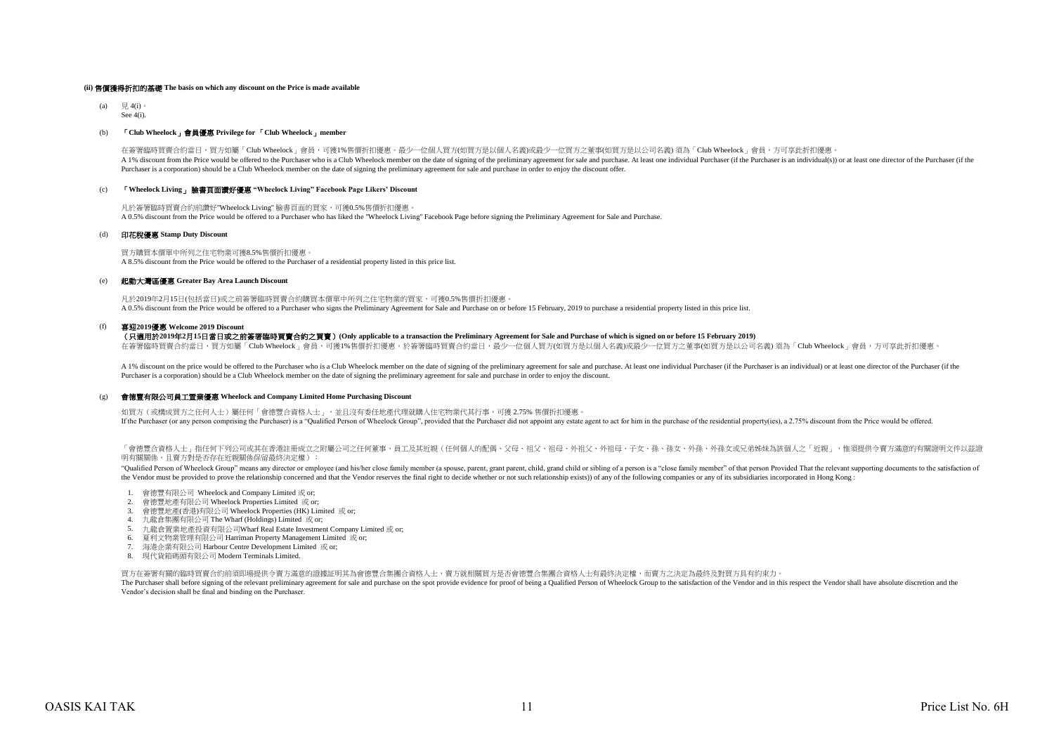#### (ii) 售價獲得折扣的基礎 The basis on which any discount on the Price is made available

(a) 見 4(i)。
See 4(i).

(b) **「Club Wheelock」會員優惠 Privilege for 「Club Wheelock」member**

在簽署臨時買賣合約當日，買方如屬「Club Wheelock」會員，可獲1%售價折扣優惠。最少一位個人買方(如買方是以個人名義)或最少一位買方之董事(如買方是以公司名義) 須為「Club Wheelock」會員，方可享此折扣優惠。
A 1% discount from the Price would be offered to the Purchaser who is a Club Wheelock member on the date of signing of the preliminary agreement for sale and purchase. At least one individual Purchaser (if the Purchaser is an individual(s)) or at least one director of the Purchaser (if the Purchaser is a corporation) should be a Club Wheelock member on the date of signing the preliminary agreement for sale and purchase in order to enjoy the discount offer.

(c) **「Wheelock Living」 臉書頁面讚好優惠 "Wheelock Living" Facebook Page Likers' Discount**

凡於簽署臨時買賣合約前讚好"Wheelock Living" 臉書頁面的買家，可獲0.5%售價折扣優惠。
A 0.5% discount from the Price would be offered to a Purchaser who has liked the "Wheelock Living" Facebook Page before signing the Preliminary Agreement for Sale and Purchase.

(d) **印花稅優惠 Stamp Duty Discount**

買方購買本價單中所列之住宅物業可獲8.5%售價折扣優惠。
A 8.5% discount from the Price would be offered to the Purchaser of a residential property listed in this price list.

(e) **起動大灣區優惠 Greater Bay Area Launch Discount**

凡於2019年2月15日(包括當日)或之前簽署臨時買賣合約購買本價單中所列之住宅物業的買家，可獲0.5%售價折扣優惠。
A 0.5% discount from the Price would be offered to a Purchaser who signs the Preliminary Agreement for Sale and Purchase on or before 15 February, 2019 to purchase a residential property listed in this price list.

(f) **喜迎2019優惠 Welcome 2019 Discount**
**（只適用於2019年2月15日當日或之前簽署臨時買賣合約之買賣）(Only applicable to a transaction the Preliminary Agreement for Sale and Purchase of which is signed on or before 15 February 2019)**
在簽署臨時買賣合約當日，買方如屬「Club Wheelock」會員，可獲1%售價折扣優惠。於簽署臨時買賣合約當日，最少一位個人買方(如買方是以個人名義)或最少一位買方之董事(如買方是以公司名義) 須為「Club Wheelock」會員，方可享此折扣優惠。

A 1% discount on the price would be offered to the Purchaser who is a Club Wheelock member on the date of signing of the preliminary agreement for sale and purchase. At least one individual Purchaser (if the Purchaser is an individual) or at least one director of the Purchaser (if the Purchaser is a corporation) should be a Club Wheelock member on the date of signing the preliminary agreement for sale and purchase in order to enjoy the discount.

(g) **會德豐有限公司員工置業優惠 Wheelock and Company Limited Home Purchasing Discount**

如買方（或構成買方之任何人士）屬任何「會德豐合資格人士」，並且沒有委任地產代理就購入住宅物業代其行事，可獲 2.75% 售價折扣優惠。
If the Purchaser (or any person comprising the Purchaser) is a "Qualified Person of Wheelock Group", provided that the Purchaser did not appoint any estate agent to act for him in the purchase of the residential property(ies), a 2.75% discount from the Price would be offered.

「會德豐合資格人士」指任何下列公司或其在香港註冊成立之附屬公司之任何董事、員工及其近親（任何個人的配偶、父母、祖父、祖母、外祖父、外祖母、子女、孫、孫女、外孫、外孫女或兄弟姊妹為該個人之「近親」，惟須提供令賣方滿意的有關證明文件以茲證明有關關係，且賣方對是否存在近親關係保留最終決定權）：

"Qualified Person of Wheelock Group" means any director or employee (and his/her close family member (a spouse, parent, grant parent, child, grand child or sibling of a person is a "close family member" of that person Provided That the relevant supporting documents to the satisfaction of the Vendor must be provided to prove the relationship concerned and that the Vendor reserves the final right to decide whether or not such relationship exists)) of any of the following companies or any of its subsidiaries incorporated in Hong Kong :

1. 會德豐有限公司 Wheelock and Company Limited 或 or;
2. 會德豐地產有限公司 Wheelock Properties Limited 或 or;
3. 會德豐地產(香港)有限公司 Wheelock Properties (HK) Limited 或 or;
4. 九龍倉集團有限公司 The Wharf (Holdings) Limited 或 or;
5. 九龍倉置業地產投資有限公司Wharf Real Estate Investment Company Limited 或 or;
6. 夏利文物業管理有限公司 Harriman Property Management Limited 或 or;
7. 海港企業有限公司 Harbour Centre Development Limited 或 or;
8. 現代貨箱碼頭有限公司 Modern Terminals Limited.

買方在簽署有關的臨時買賣合約前須即場提供令賣方滿意的證據証明其為會德豐合集團合資格人士，賣方就相關買方是否會德豐集團合資格人士有最終決定權，而賣方之決定為最終及對買方具有約束力。
The Purchaser shall before signing of the relevant preliminary agreement for sale and purchase on the spot provide evidence for proof of being a Qualified Person of Wheelock Group to the satisfaction of the Vendor and in this respect the Vendor shall have absolute discretion and the Vendor's decision shall be final and binding on the Purchaser.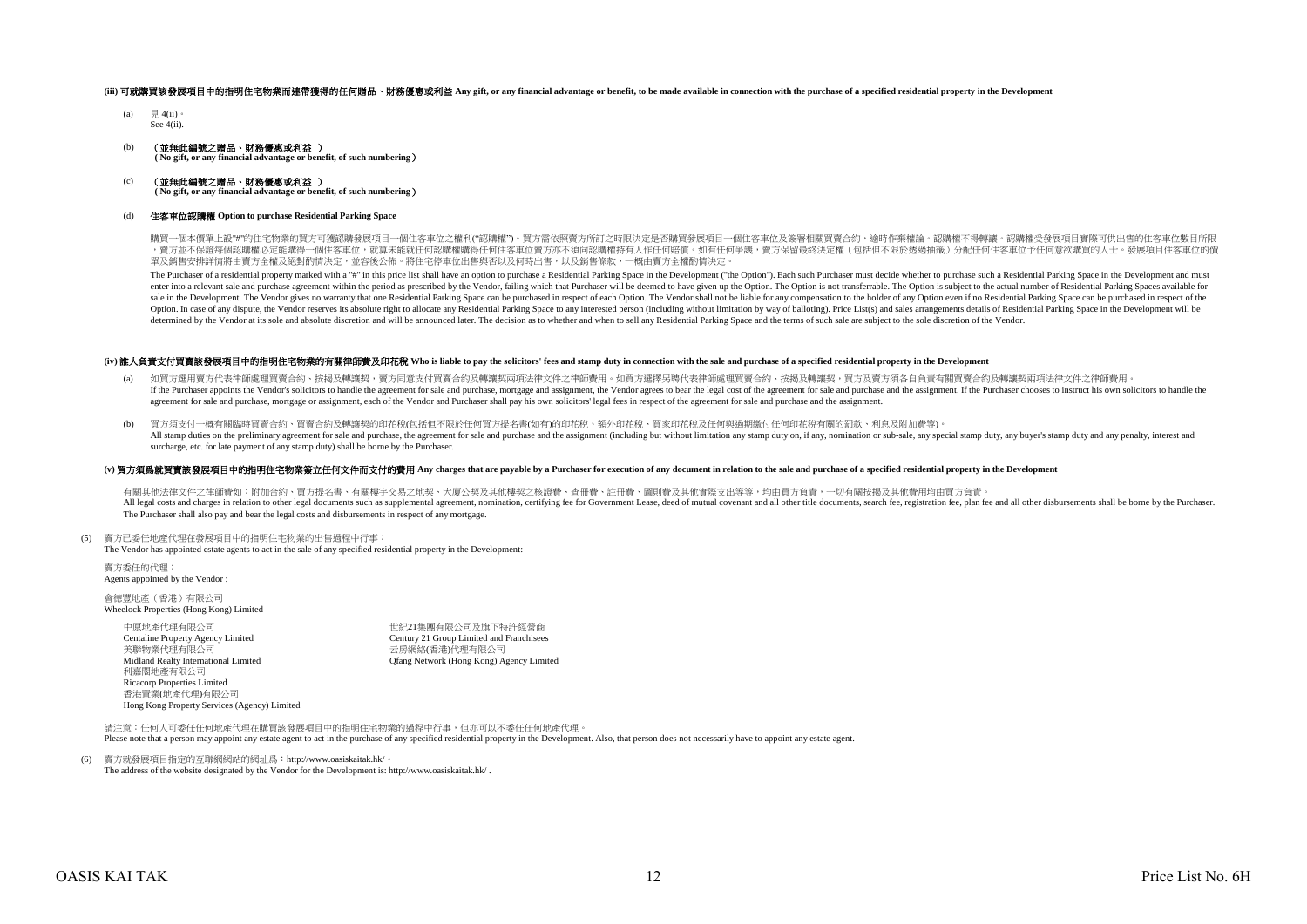**(iii) 可就購買該發展項目中的指明住宅物業而連帶獲得的任何贈品、財務優惠或利益 Any gift, or any financial advantage or benefit, to be made available in connection with the purchase of a specified residential property in the Development**

(a) 見 4(ii)。
See 4(ii).

(b) **（並無此編號之贈品、財務優惠或利益 ）**
**( No gift, or any financial advantage or benefit, of such numbering )**

(c) **（並無此編號之贈品、財務優惠或利益 ）**
**( No gift, or any financial advantage or benefit, of such numbering )**

(d) **住客車位認購權 Option to purchase Residential Parking Space**

購買一個本價單上設"#"的住宅物業的買方可獲認購發展項目一個住客車位之權利("認購權")。買方需依照賣方所訂之時限決定是否購買發展項目一個住客車位及簽署相關買賣合約，逾時作棄權論。認購權不得轉讓。認購權受發展項目實際可供出售的住客車位數目所限，賣方並不保證每個認購權必定能購得一個住客車位，就算未能就任何認購權購得任何住客車位賣方亦不須向認購權持有人作任何賠償。如有任何爭議，賣方保留最終決定權（包括但不限於透過抽籤）分配任何住客車位予任何意欲購買的人士。發展項目住客車位的價單及銷售安排詳情將由賣方全權及絕對酌情決定，並容後公佈。將住宅停車位出售與否以及何時出售，以及銷售條款，一概由賣方全權酌情決定。

The Purchaser of a residential property marked with a "#" in this price list shall have an option to purchase a Residential Parking Space in the Development ("the Option"). Each such Purchaser must decide whether to purchase such a Residential Parking Space in the Development and must enter into a relevant sale and purchase agreement within the period as prescribed by the Vendor, failing which that Purchaser will be deemed to have given up the Option. The Option is not transferrable. The Option is subject to the actual number of Residential Parking Spaces available for sale in the Development. The Vendor gives no warranty that one Residential Parking Space can be purchased in respect of each Option. The Vendor shall not be liable for any compensation to the holder of any Option even if no Residential Parking Space can be purchased in respect of the Option. In case of any dispute, the Vendor reserves its absolute right to allocate any Residential Parking Space to any interested person (including without limitation by way of balloting). Price List(s) and sales arrangements details of Residential Parking Space in the Development will be determined by the Vendor at its sole and absolute discretion and will be announced later. The decision as to whether and when to sell any Residential Parking Space and the terms of such sale are subject to the sole discretion of the Vendor.

**(iv) 誰人負責支付買賣該發展項目中的指明住宅物業的有關律師費及印花稅 Who is liable to pay the solicitors' fees and stamp duty in connection with the sale and purchase of a specified residential property in the Development**

(a) 如買方選用賣方代表律師處理買賣合約、按揭及轉讓契，賣方同意支付買賣合約及轉讓契兩項法律文件之律師費用。如買方選擇另聘代表律師處理買賣合約、按揭及轉讓契，買方及賣方須各自負責有關買賣合約及轉讓契兩項法律文件之律師費用。
If the Purchaser appoints the Vendor's solicitors to handle the agreement for sale and purchase, mortgage and assignment, the Vendor agrees to bear the legal cost of the agreement for sale and purchase and the assignment. If the Purchaser chooses to instruct his own solicitors to handle the agreement for sale and purchase, mortgage or assignment, each of the Vendor and Purchaser shall pay his own solicitors' legal fees in respect of the agreement for sale and purchase and the assignment.

(b) 買方須支付一概有關臨時買賣合約、買賣合約及轉讓契的印花稅(包括但不限於任何買方提名書(如有)的印花稅、額外印花稅、買家印花稅及任何與過期繳付任何印花稅有關的罰款、利息及附加費等)。
All stamp duties on the preliminary agreement for sale and purchase, the agreement for sale and purchase and the assignment (including but without limitation any stamp duty on, if any, nomination or sub-sale, any special stamp duty, any buyer's stamp duty and any penalty, interest and surcharge, etc. for late payment of any stamp duty) shall be borne by the Purchaser.

**(v) 買方須爲就買賣該發展項目中的指明住宅物業簽立任何文件而支付的費用 Any charges that are payable by a Purchaser for execution of any document in relation to the sale and purchase of a specified residential property in the Development**

有關其他法律文件之律師費如：附加合約、買方提名書、有關樓宇交易之地契、大廈公契及其他樓契之核證費、查冊費、註冊費、圖則費及其他實際支出等等，均由買方負責，一切有關按揭及其他費用均由買方負責。
All legal costs and charges in relation to other legal documents such as supplemental agreement, nomination, certifying fee for Government Lease, deed of mutual covenant and all other title documents, search fee, registration fee, plan fee and all other disbursements shall be borne by the Purchaser. The Purchaser shall also pay and bear the legal costs and disbursements in respect of any mortgage.

(5) 賣方已委任地產代理在發展項目中的指明住宅物業的出售過程中行事：
The Vendor has appointed estate agents to act in the sale of any specified residential property in the Development:

賣方委任的代理：
Agents appointed by the Vendor :

會德豐地產（香港）有限公司
Wheelock Properties (Hong Kong) Limited

中原地產代理有限公司
Centaline Property Agency Limited
美聯物業代理有限公司
Midland Realty International Limited
利嘉閣地產有限公司
Ricacorp Properties Limited
香港置業(地產代理)有限公司
Hong Kong Property Services (Agency) Limited
世紀21集團有限公司及旗下特許經營商
Century 21 Group Limited and Franchisees
云房網絡(香港)代理有限公司
Qfang Network (Hong Kong) Agency Limited

請注意：任何人可委任任何地產代理在購買該發展項目中的指明住宅物業的過程中行事，但亦可以不委任任何地產代理。
Please note that a person may appoint any estate agent to act in the purchase of any specified residential property in the Development. Also, that person does not necessarily have to appoint any estate agent.

(6) 賣方就發展項目指定的互聯網網站的網址爲：http://www.oasiskaitak.hk/。
The address of the website designated by the Vendor for the Development is: http://www.oasiskaitak.hk/ .